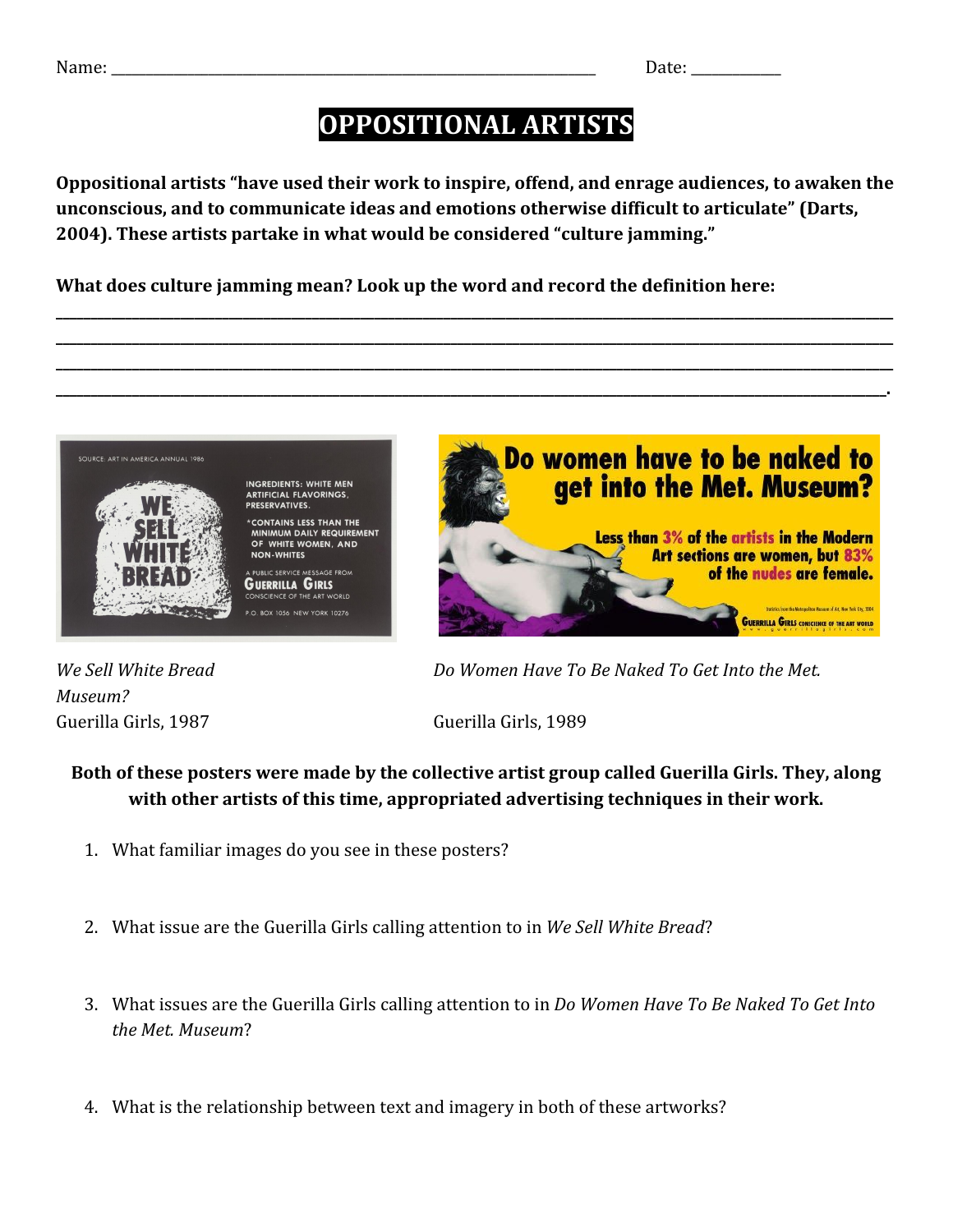Name: ______________________________________________________________ Date: ____________

# OPPOSITIONAL ARTISTS

**Oppositional artists "have used their work to inspire, offend, and enrage audiences, to awaken the unconscious, and to communicate ideas and emotions otherwise difficult to articulate" (Darts, 2004). These artists partake in what would be considered "culture jamming."**

**What does culture jamming mean? Look up the word and record the definition here:**

______________________________________________________________________________________________
______________________________________________________________________________________________
______________________________________________________________________________________________
______________________________________________________________________________________________.

*We Sell White Bread*
Guerilla Girls, 1987

*Do Women Have To Be Naked To Get Into the Met. Museum?*
Guerilla Girls, 1989

**Both of these posters were made by the collective artist group called Guerilla Girls. They, along with other artists of this time, appropriated advertising techniques in their work.**

1. What familiar images do you see in these posters?

2. What issue are the Guerilla Girls calling attention to in *We Sell White Bread*?

3. What issues are the Guerilla Girls calling attention to in *Do Women Have To Be Naked To Get Into the Met. Museum*?

4. What is the relationship between text and imagery in both of these artworks?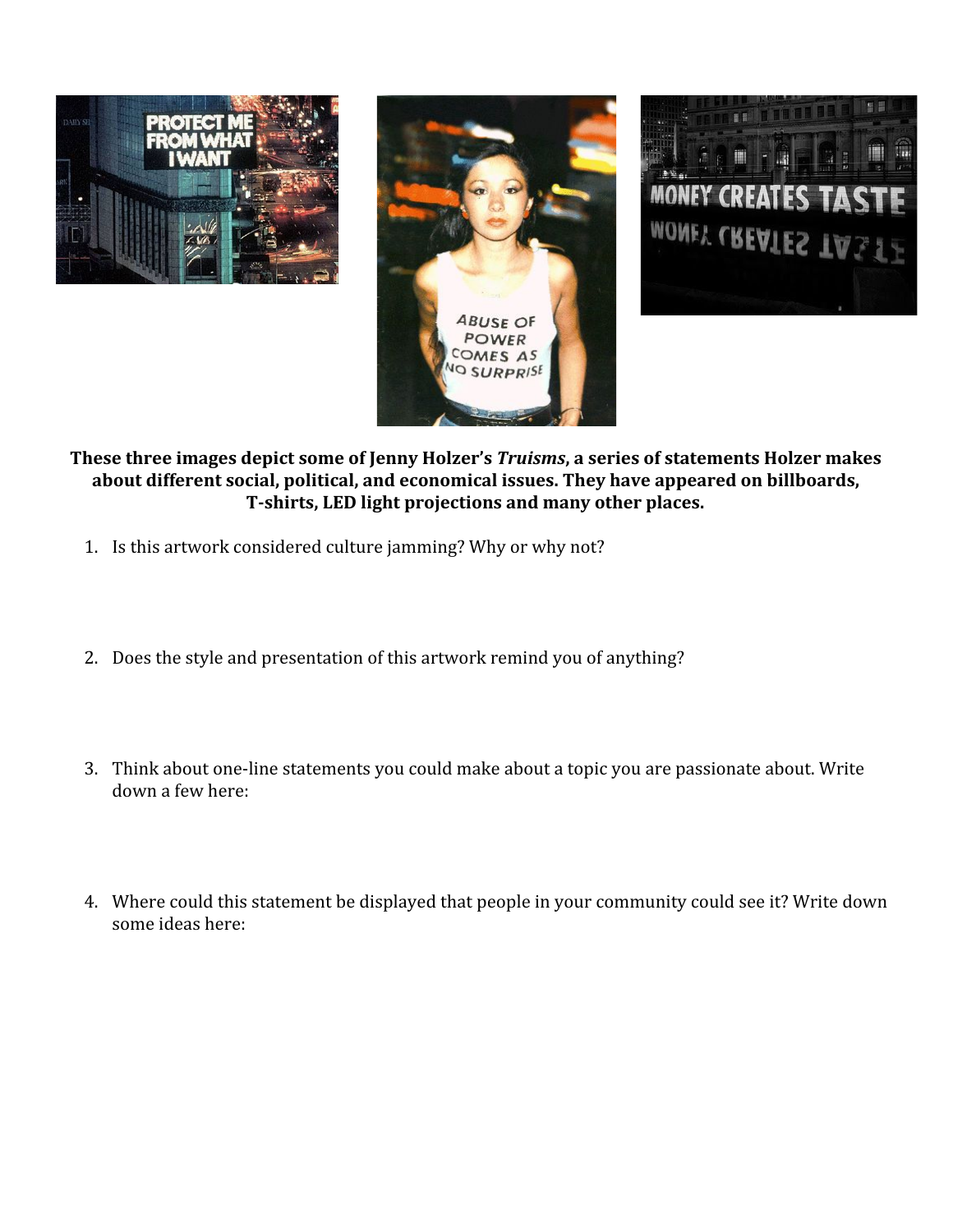**These three images depict some of Jenny Holzer's *Truisms*, a series of statements Holzer makes about different social, political, and economical issues. They have appeared on billboards, T-shirts, LED light projections and many other places.**

1. Is this artwork considered culture jamming? Why or why not?

2. Does the style and presentation of this artwork remind you of anything?

3. Think about one-line statements you could make about a topic you are passionate about. Write down a few here:

4. Where could this statement be displayed that people in your community could see it? Write down some ideas here: